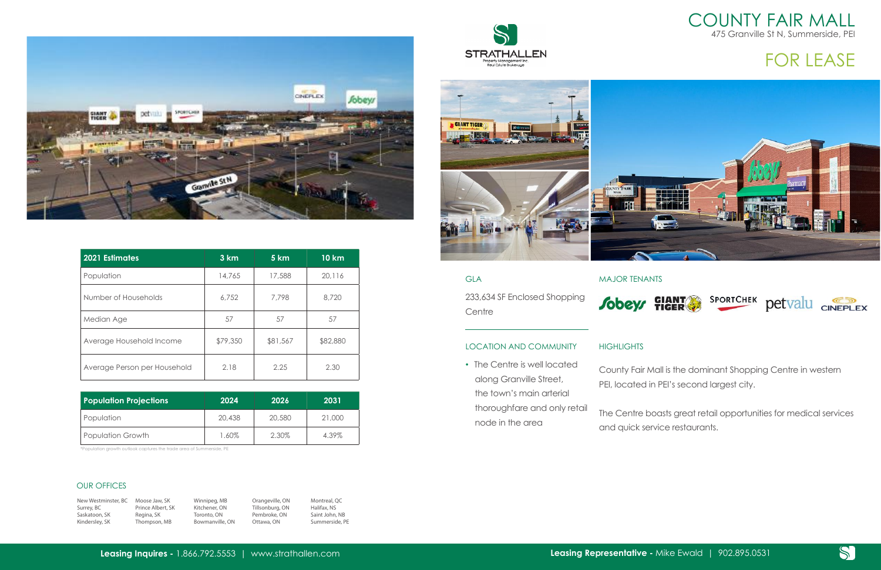# COUNTY FAIR MALL

475 Granville St N, Summerside, PEI

## FOR LEASE

STRATHALLEN
Property Management Inc.
Real Estate Brokerage

| 2021 Estimates | 3 km | 5 km | 10 km |
|---|---|---|---|
| Population | 14,765 | 17,588 | 20,116 |
| Number of Households | 6,752 | 7,798 | 8,720 |
| Median Age | 57 | 57 | 57 |
| Average Household Income | $79,350 | $81,567 | $82,880 |
| Average Person per Household | 2.18 | 2.25 | 2.30 |

| Population Projections | 2024 | 2026 | 2031 |
|---|---|---|---|
| Population | 20,438 | 20,580 | 21,000 |
| Population Growth | 1.60% | 2.30% | 4.39% |

*Population growth outlook captures the trade area of Summerside, PE

### GLA

233,634 SF Enclosed Shopping Centre

### MAJOR TENANTS

Sobeys, Giant Tiger, SportChek, Pet Valu, Cineplex

### LOCATION AND COMMUNITY

- The Centre is well located along Granville Street, the town's main arterial thoroughfare and only retail node in the area

### HIGHLIGHTS

County Fair Mall is the dominant Shopping Centre in western PEI, located in PEI's second largest city.

The Centre boasts great retail opportunities for medical services and quick service restaurants.

### OUR OFFICES

New Westminster, BC
Surrey, BC
Saskatoon, SK
Kindersley, SK
Moose Jaw, SK
Prince Albert, SK
Regina, SK
Thompson, MB
Winnipeg, MB
Kitchener, ON
Toronto, ON
Bowmanville, ON
Orangeville, ON
Tillsonburg, ON
Pembroke, ON
Ottawa, ON
Montreal, QC
Halifax, NS
Saint John, NB
Summerside, PE

**Leasing Inquires -** 1.866.792.5553 | www.strathallen.com

**Leasing Representative -** Mike Ewald | 902.895.0531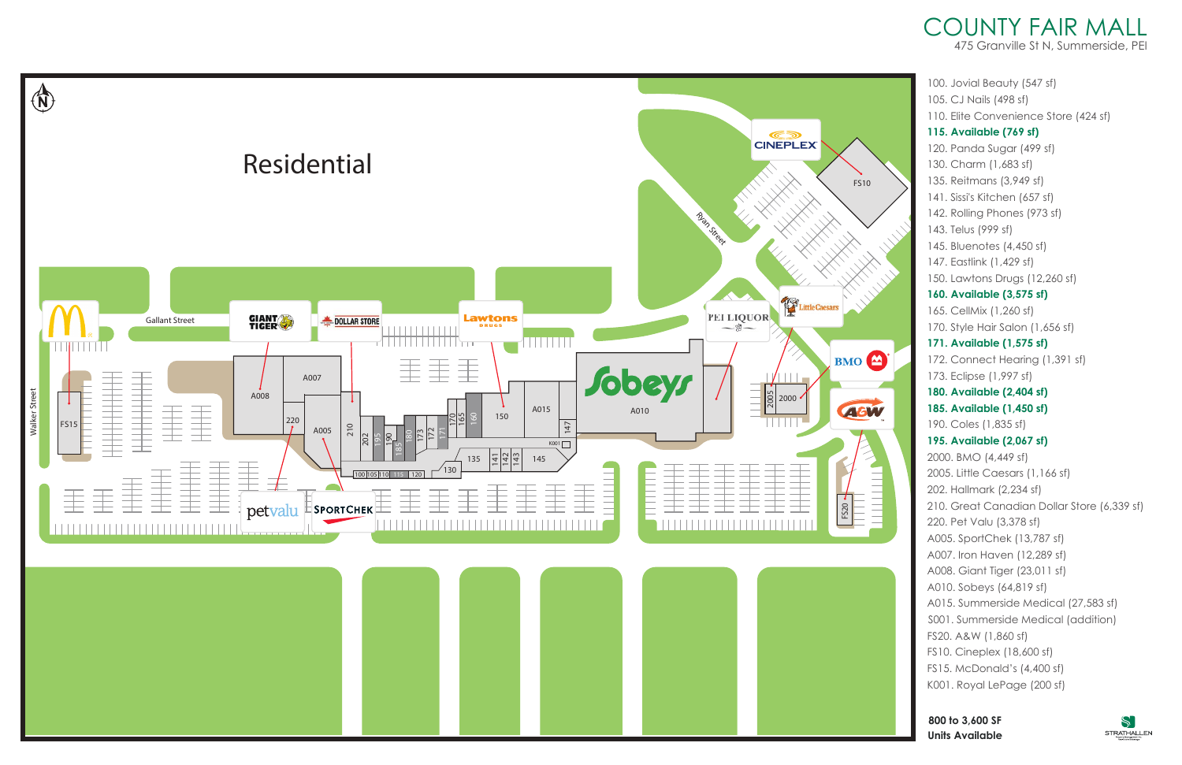# COUNTY FAIR MALL

475 Granville St N, Summerside, PEI

Residential

Gallant Street

Walker Street

Ryan Street

100. Jovial Beauty (547 sf)
105. CJ Nails (498 sf)
110. Elite Convenience Store (424 sf)
**115. Available (769 sf)**
120. Panda Sugar (499 sf)
130. Charm (1,683 sf)
135. Reitmans (3,949 sf)
141. Sissi's Kitchen (657 sf)
142. Rolling Phones (973 sf)
143. Telus (999 sf)
145. Bluenotes (4,450 sf)
147. Eastlink (1,429 sf)
150. Lawtons Drugs (12,260 sf)
**160. Available (3,575 sf)**
165. CellMix (1,260 sf)
170. Style Hair Salon (1,656 sf)
**171. Available (1,575 sf)**
172. Connect Hearing (1,391 sf)
173. Eclipse (1,997 sf)
**180. Available (2,404 sf)**
**185. Available (1,450 sf)**
190. Coles (1,835 sf)
**195. Available (2,067 sf)**
2000. BMO (4,449 sf)
2005. Little Caesars (1,166 sf)
202. Hallmark (2,234 sf)
210. Great Canadian Dollar Store (6,339 sf)
220. Pet Valu (3,378 sf)
A005. SportChek (13,787 sf)
A007. Iron Haven (12,289 sf)
A008. Giant Tiger (23,011 sf)
A010. Sobeys (64,819 sf)
A015. Summerside Medical (27,583 sf)
S001. Summerside Medical (addition)
FS20. A&W (1,860 sf)
FS10. Cineplex (18,600 sf)
FS15. McDonald's (4,400 sf)
K001. Royal LePage (200 sf)

**800 to 3,600 SF Units Available**

STRATHALLEN